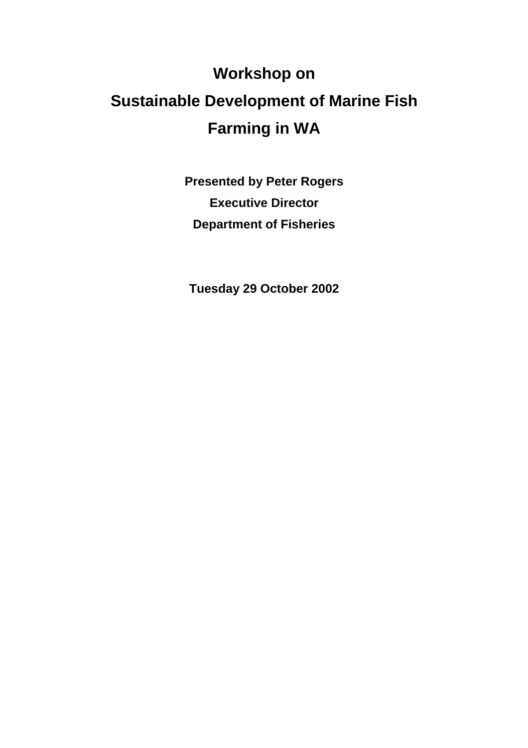# Workshop on Sustainable Development of Marine Fish Farming in WA

**Presented by Peter Rogers**

**Executive Director**

**Department of Fisheries**

**Tuesday 29 October 2002**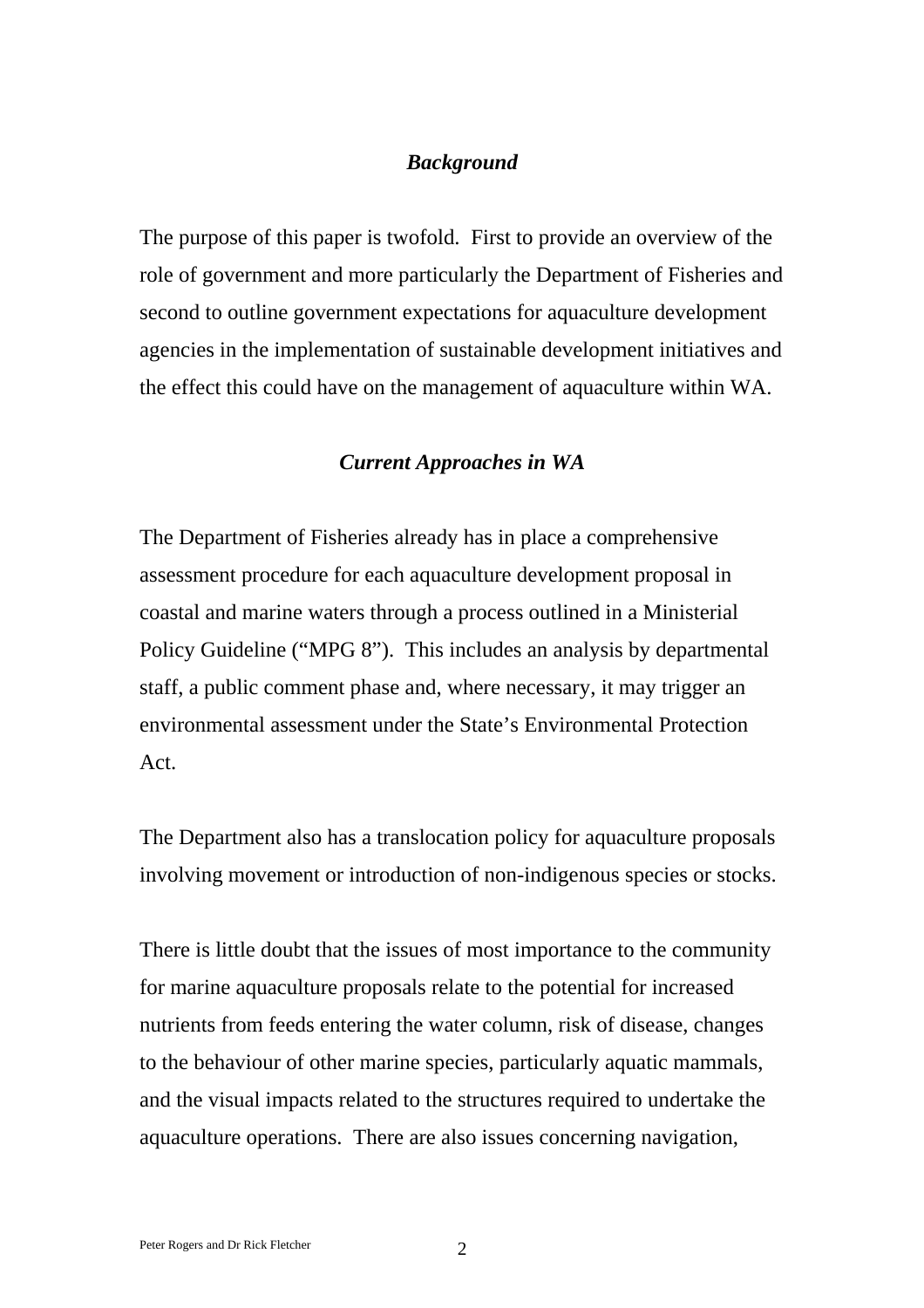## *Background*

The purpose of this paper is twofold. First to provide an overview of the role of government and more particularly the Department of Fisheries and second to outline government expectations for aquaculture development agencies in the implementation of sustainable development initiatives and the effect this could have on the management of aquaculture within WA.

## *Current Approaches in WA*

The Department of Fisheries already has in place a comprehensive assessment procedure for each aquaculture development proposal in coastal and marine waters through a process outlined in a Ministerial Policy Guideline ("MPG 8"). This includes an analysis by departmental staff, a public comment phase and, where necessary, it may trigger an environmental assessment under the State's Environmental Protection Act.

The Department also has a translocation policy for aquaculture proposals involving movement or introduction of non-indigenous species or stocks.

There is little doubt that the issues of most importance to the community for marine aquaculture proposals relate to the potential for increased nutrients from feeds entering the water column, risk of disease, changes to the behaviour of other marine species, particularly aquatic mammals, and the visual impacts related to the structures required to undertake the aquaculture operations. There are also issues concerning navigation,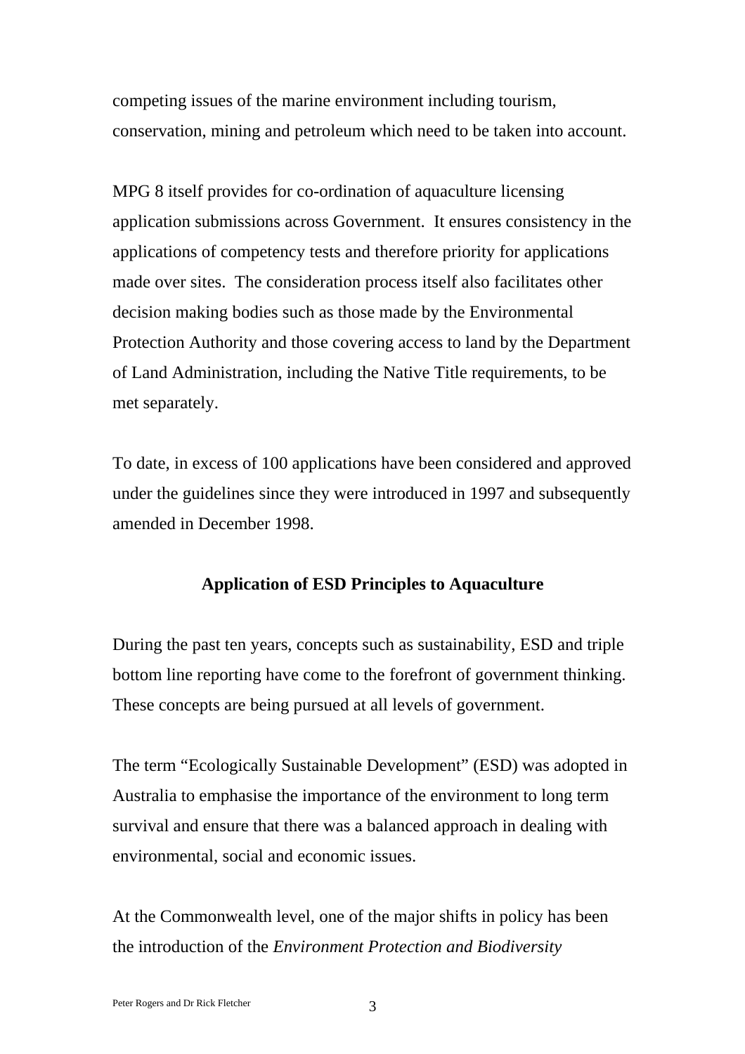competing issues of the marine environment including tourism, conservation, mining and petroleum which need to be taken into account.

MPG 8 itself provides for co-ordination of aquaculture licensing application submissions across Government. It ensures consistency in the applications of competency tests and therefore priority for applications made over sites. The consideration process itself also facilitates other decision making bodies such as those made by the Environmental Protection Authority and those covering access to land by the Department of Land Administration, including the Native Title requirements, to be met separately.

To date, in excess of 100 applications have been considered and approved under the guidelines since they were introduced in 1997 and subsequently amended in December 1998.

## Application of ESD Principles to Aquaculture

During the past ten years, concepts such as sustainability, ESD and triple bottom line reporting have come to the forefront of government thinking. These concepts are being pursued at all levels of government.

The term "Ecologically Sustainable Development" (ESD) was adopted in Australia to emphasise the importance of the environment to long term survival and ensure that there was a balanced approach in dealing with environmental, social and economic issues.

At the Commonwealth level, one of the major shifts in policy has been the introduction of the *Environment Protection and Biodiversity*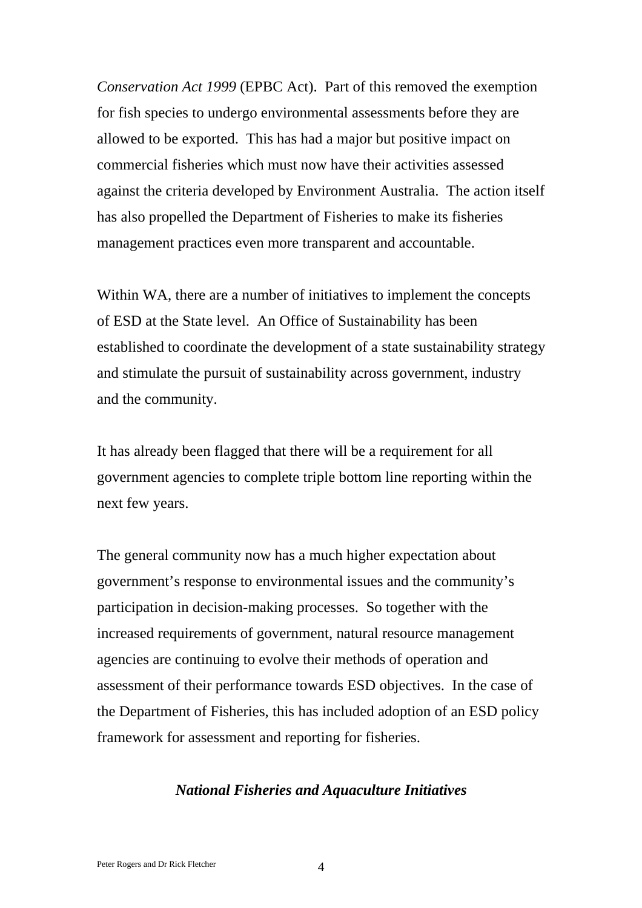*Conservation Act 1999* (EPBC Act). Part of this removed the exemption for fish species to undergo environmental assessments before they are allowed to be exported. This has had a major but positive impact on commercial fisheries which must now have their activities assessed against the criteria developed by Environment Australia. The action itself has also propelled the Department of Fisheries to make its fisheries management practices even more transparent and accountable.

Within WA, there are a number of initiatives to implement the concepts of ESD at the State level. An Office of Sustainability has been established to coordinate the development of a state sustainability strategy and stimulate the pursuit of sustainability across government, industry and the community.

It has already been flagged that there will be a requirement for all government agencies to complete triple bottom line reporting within the next few years.

The general community now has a much higher expectation about government's response to environmental issues and the community's participation in decision-making processes. So together with the increased requirements of government, natural resource management agencies are continuing to evolve their methods of operation and assessment of their performance towards ESD objectives. In the case of the Department of Fisheries, this has included adoption of an ESD policy framework for assessment and reporting for fisheries.

### *National Fisheries and Aquaculture Initiatives*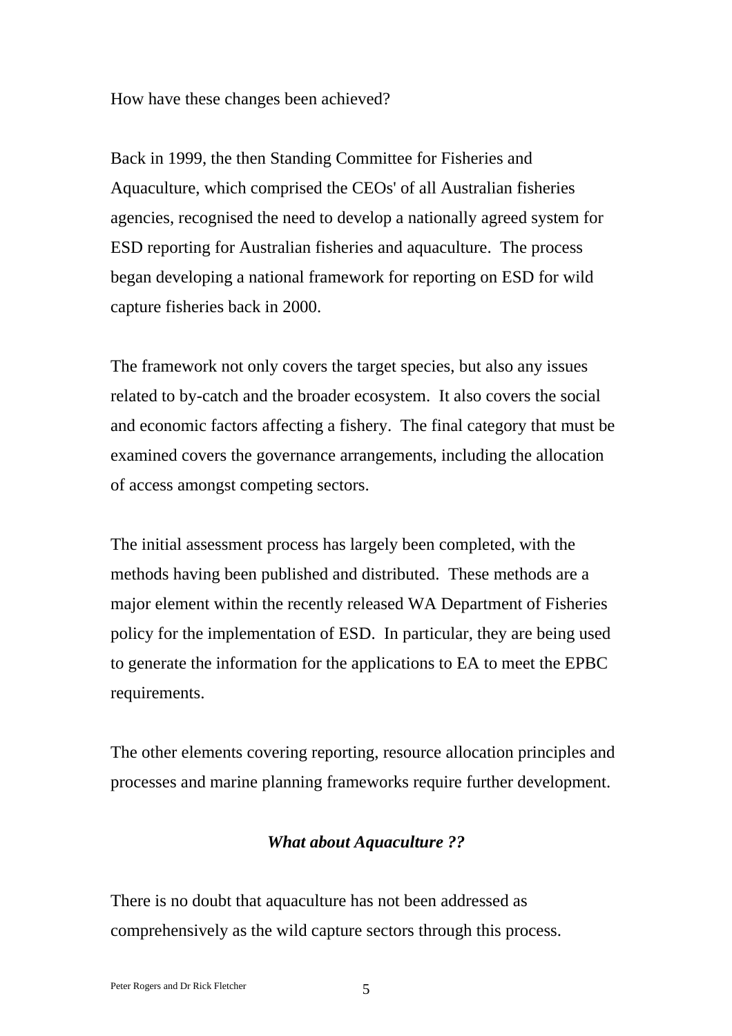How have these changes been achieved?

Back in 1999, the then Standing Committee for Fisheries and Aquaculture, which comprised the CEOs' of all Australian fisheries agencies, recognised the need to develop a nationally agreed system for ESD reporting for Australian fisheries and aquaculture. The process began developing a national framework for reporting on ESD for wild capture fisheries back in 2000.

The framework not only covers the target species, but also any issues related to by-catch and the broader ecosystem. It also covers the social and economic factors affecting a fishery. The final category that must be examined covers the governance arrangements, including the allocation of access amongst competing sectors.

The initial assessment process has largely been completed, with the methods having been published and distributed. These methods are a major element within the recently released WA Department of Fisheries policy for the implementation of ESD. In particular, they are being used to generate the information for the applications to EA to meet the EPBC requirements.

The other elements covering reporting, resource allocation principles and processes and marine planning frameworks require further development.

### *What about Aquaculture ??*

There is no doubt that aquaculture has not been addressed as comprehensively as the wild capture sectors through this process.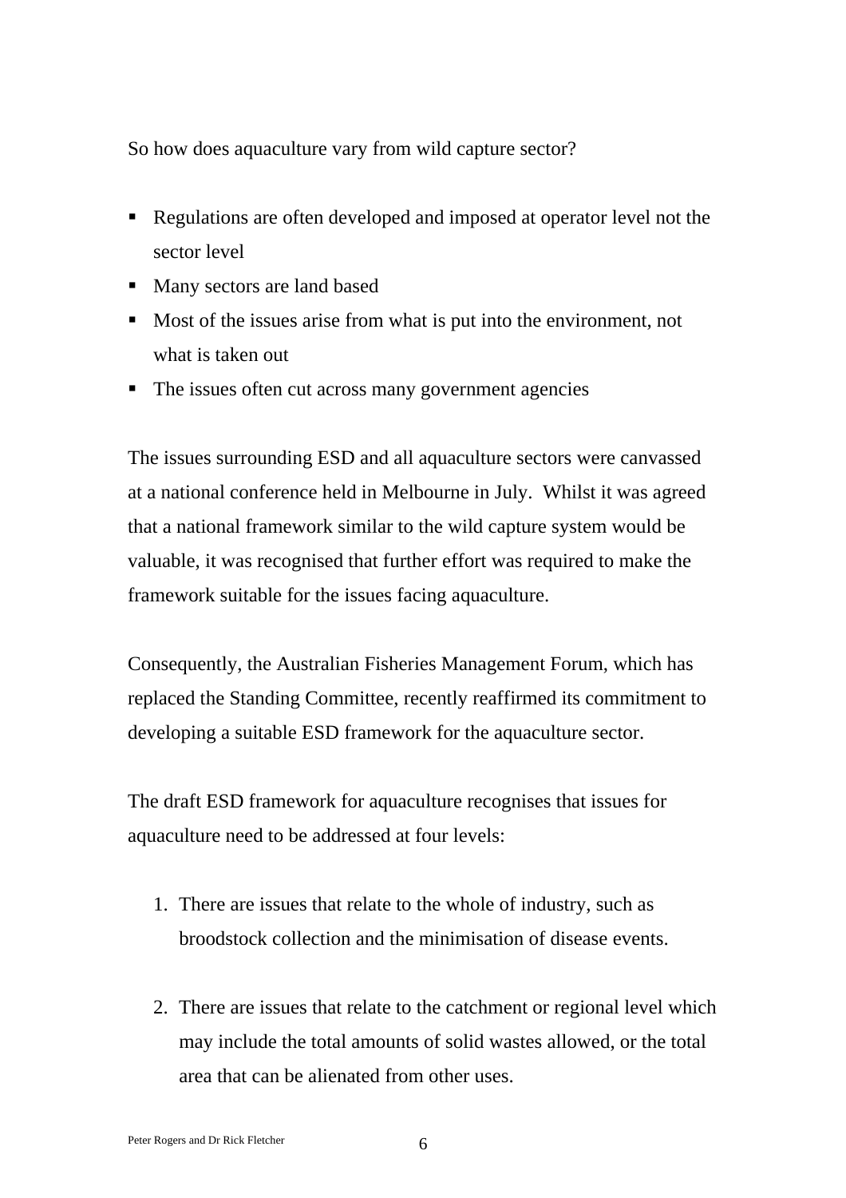So how does aquaculture vary from wild capture sector?

- Regulations are often developed and imposed at operator level not the sector level
- Many sectors are land based
- Most of the issues arise from what is put into the environment, not what is taken out
- The issues often cut across many government agencies

The issues surrounding ESD and all aquaculture sectors were canvassed at a national conference held in Melbourne in July. Whilst it was agreed that a national framework similar to the wild capture system would be valuable, it was recognised that further effort was required to make the framework suitable for the issues facing aquaculture.

Consequently, the Australian Fisheries Management Forum, which has replaced the Standing Committee, recently reaffirmed its commitment to developing a suitable ESD framework for the aquaculture sector.

The draft ESD framework for aquaculture recognises that issues for aquaculture need to be addressed at four levels:

1. There are issues that relate to the whole of industry, such as broodstock collection and the minimisation of disease events.

2. There are issues that relate to the catchment or regional level which may include the total amounts of solid wastes allowed, or the total area that can be alienated from other uses.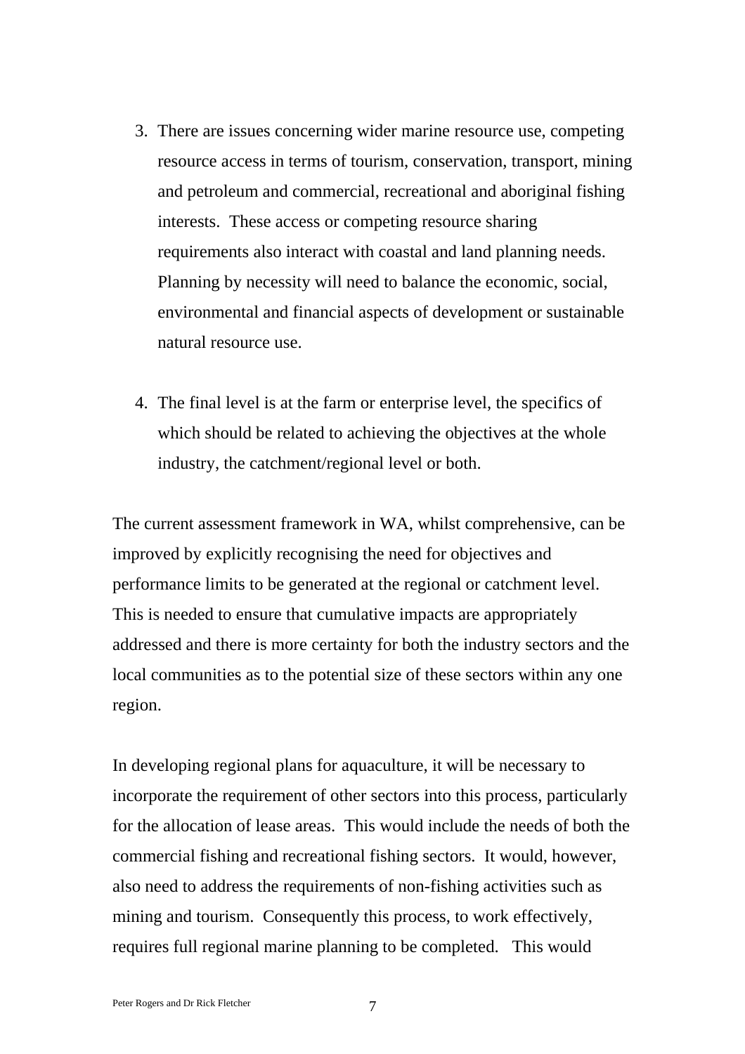3. There are issues concerning wider marine resource use, competing resource access in terms of tourism, conservation, transport, mining and petroleum and commercial, recreational and aboriginal fishing interests. These access or competing resource sharing requirements also interact with coastal and land planning needs. Planning by necessity will need to balance the economic, social, environmental and financial aspects of development or sustainable natural resource use.

4. The final level is at the farm or enterprise level, the specifics of which should be related to achieving the objectives at the whole industry, the catchment/regional level or both.

The current assessment framework in WA, whilst comprehensive, can be improved by explicitly recognising the need for objectives and performance limits to be generated at the regional or catchment level. This is needed to ensure that cumulative impacts are appropriately addressed and there is more certainty for both the industry sectors and the local communities as to the potential size of these sectors within any one region.

In developing regional plans for aquaculture, it will be necessary to incorporate the requirement of other sectors into this process, particularly for the allocation of lease areas. This would include the needs of both the commercial fishing and recreational fishing sectors. It would, however, also need to address the requirements of non-fishing activities such as mining and tourism. Consequently this process, to work effectively, requires full regional marine planning to be completed. This would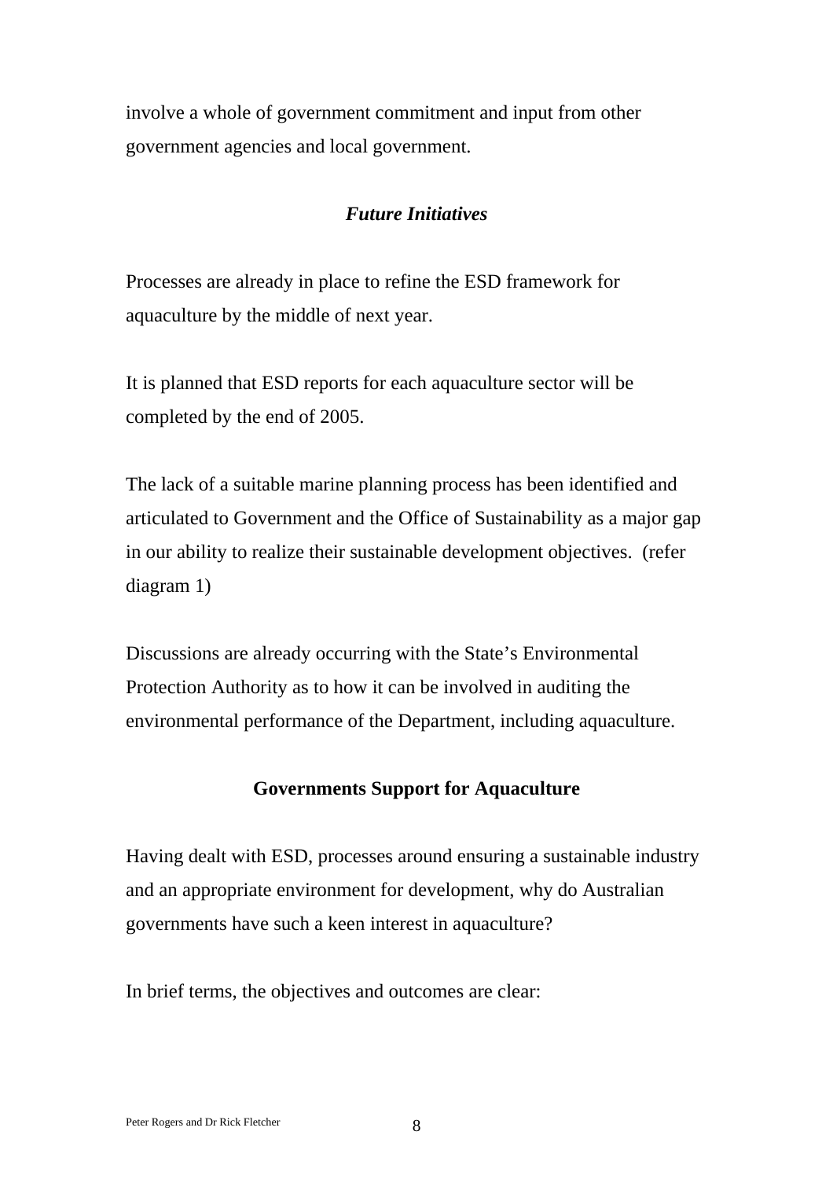involve a whole of government commitment and input from other government agencies and local government.

### *Future Initiatives*

Processes are already in place to refine the ESD framework for aquaculture by the middle of next year.

It is planned that ESD reports for each aquaculture sector will be completed by the end of 2005.

The lack of a suitable marine planning process has been identified and articulated to Government and the Office of Sustainability as a major gap in our ability to realize their sustainable development objectives. (refer diagram 1)

Discussions are already occurring with the State's Environmental Protection Authority as to how it can be involved in auditing the environmental performance of the Department, including aquaculture.

## Governments Support for Aquaculture

Having dealt with ESD, processes around ensuring a sustainable industry and an appropriate environment for development, why do Australian governments have such a keen interest in aquaculture?

In brief terms, the objectives and outcomes are clear: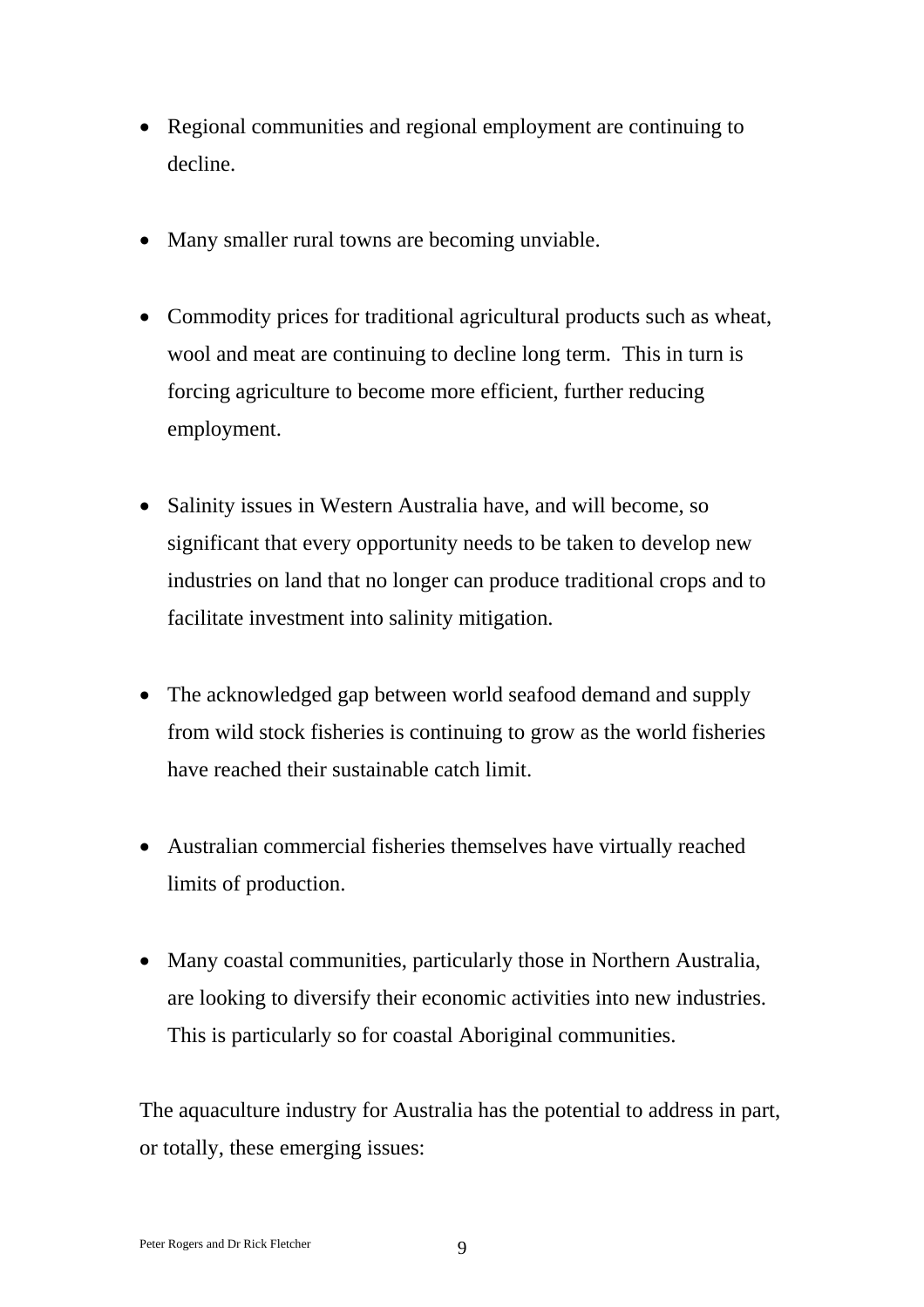- Regional communities and regional employment are continuing to decline.

- Many smaller rural towns are becoming unviable.

- Commodity prices for traditional agricultural products such as wheat, wool and meat are continuing to decline long term. This in turn is forcing agriculture to become more efficient, further reducing employment.

- Salinity issues in Western Australia have, and will become, so significant that every opportunity needs to be taken to develop new industries on land that no longer can produce traditional crops and to facilitate investment into salinity mitigation.

- The acknowledged gap between world seafood demand and supply from wild stock fisheries is continuing to grow as the world fisheries have reached their sustainable catch limit.

- Australian commercial fisheries themselves have virtually reached limits of production.

- Many coastal communities, particularly those in Northern Australia, are looking to diversify their economic activities into new industries. This is particularly so for coastal Aboriginal communities.

The aquaculture industry for Australia has the potential to address in part, or totally, these emerging issues: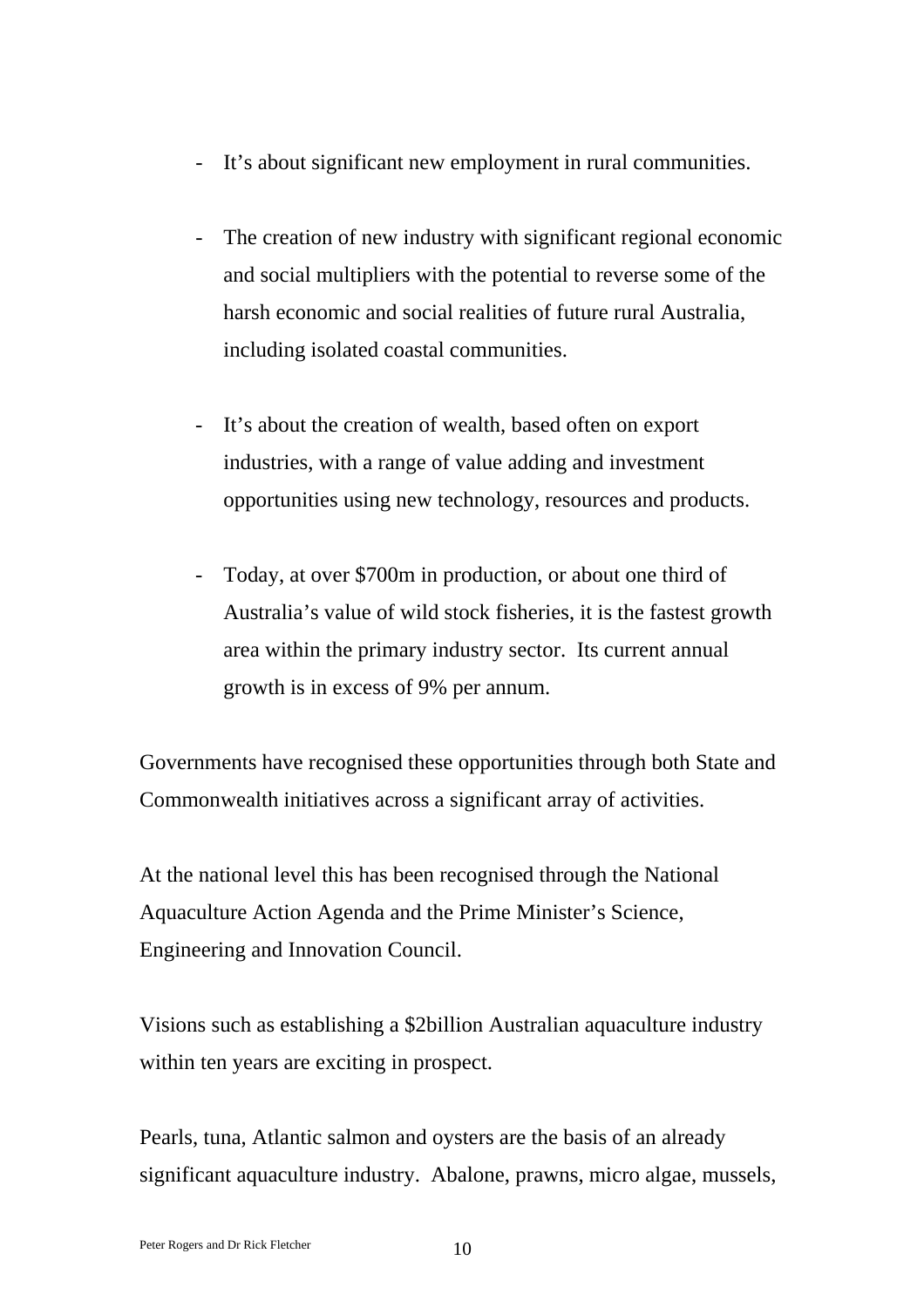- It's about significant new employment in rural communities.

- The creation of new industry with significant regional economic and social multipliers with the potential to reverse some of the harsh economic and social realities of future rural Australia, including isolated coastal communities.

- It's about the creation of wealth, based often on export industries, with a range of value adding and investment opportunities using new technology, resources and products.

- Today, at over $700m in production, or about one third of Australia's value of wild stock fisheries, it is the fastest growth area within the primary industry sector. Its current annual growth is in excess of 9% per annum.

Governments have recognised these opportunities through both State and Commonwealth initiatives across a significant array of activities.

At the national level this has been recognised through the National Aquaculture Action Agenda and the Prime Minister's Science, Engineering and Innovation Council.

Visions such as establishing a $2billion Australian aquaculture industry within ten years are exciting in prospect.

Pearls, tuna, Atlantic salmon and oysters are the basis of an already significant aquaculture industry. Abalone, prawns, micro algae, mussels,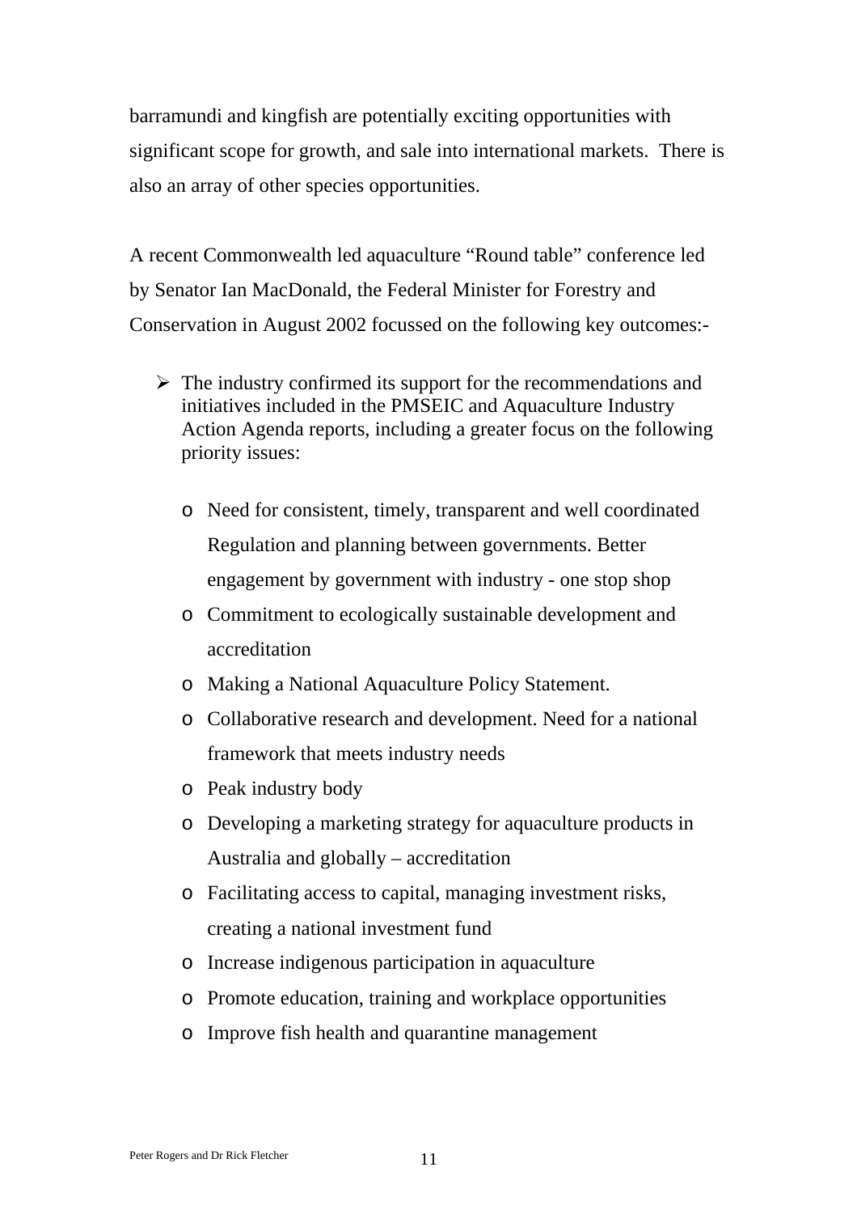barramundi and kingfish are potentially exciting opportunities with significant scope for growth, and sale into international markets. There is also an array of other species opportunities.

A recent Commonwealth led aquaculture "Round table" conference led by Senator Ian MacDonald, the Federal Minister for Forestry and Conservation in August 2002 focussed on the following key outcomes:-

- The industry confirmed its support for the recommendations and initiatives included in the PMSEIC and Aquaculture Industry Action Agenda reports, including a greater focus on the following priority issues:
  - Need for consistent, timely, transparent and well coordinated Regulation and planning between governments. Better engagement by government with industry - one stop shop
  - Commitment to ecologically sustainable development and accreditation
  - Making a National Aquaculture Policy Statement.
  - Collaborative research and development. Need for a national framework that meets industry needs
  - Peak industry body
  - Developing a marketing strategy for aquaculture products in Australia and globally – accreditation
  - Facilitating access to capital, managing investment risks, creating a national investment fund
  - Increase indigenous participation in aquaculture
  - Promote education, training and workplace opportunities
  - Improve fish health and quarantine management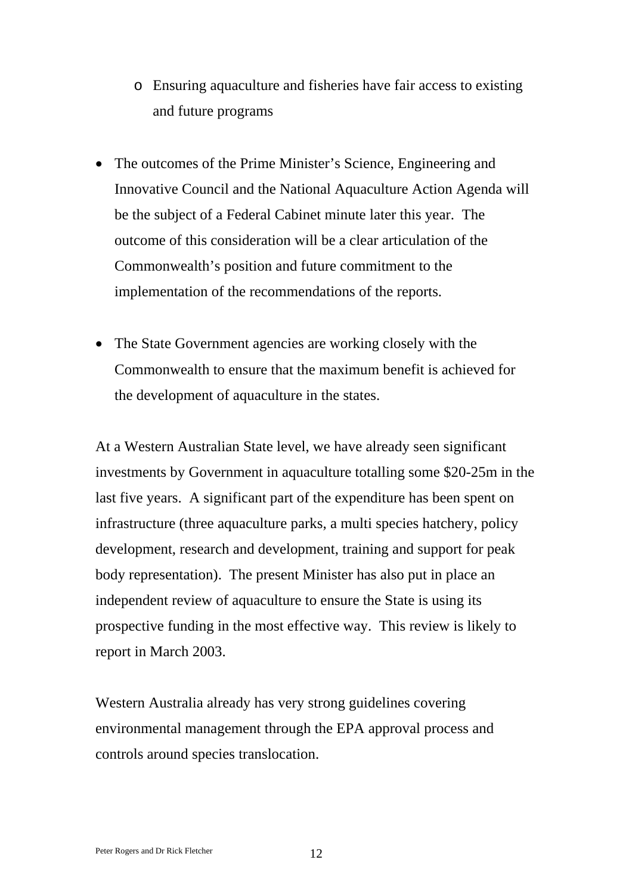- Ensuring aquaculture and fisheries have fair access to existing and future programs

- The outcomes of the Prime Minister's Science, Engineering and Innovative Council and the National Aquaculture Action Agenda will be the subject of a Federal Cabinet minute later this year. The outcome of this consideration will be a clear articulation of the Commonwealth's position and future commitment to the implementation of the recommendations of the reports.

- The State Government agencies are working closely with the Commonwealth to ensure that the maximum benefit is achieved for the development of aquaculture in the states.

At a Western Australian State level, we have already seen significant investments by Government in aquaculture totalling some $20-25m in the last five years. A significant part of the expenditure has been spent on infrastructure (three aquaculture parks, a multi species hatchery, policy development, research and development, training and support for peak body representation). The present Minister has also put in place an independent review of aquaculture to ensure the State is using its prospective funding in the most effective way. This review is likely to report in March 2003.

Western Australia already has very strong guidelines covering environmental management through the EPA approval process and controls around species translocation.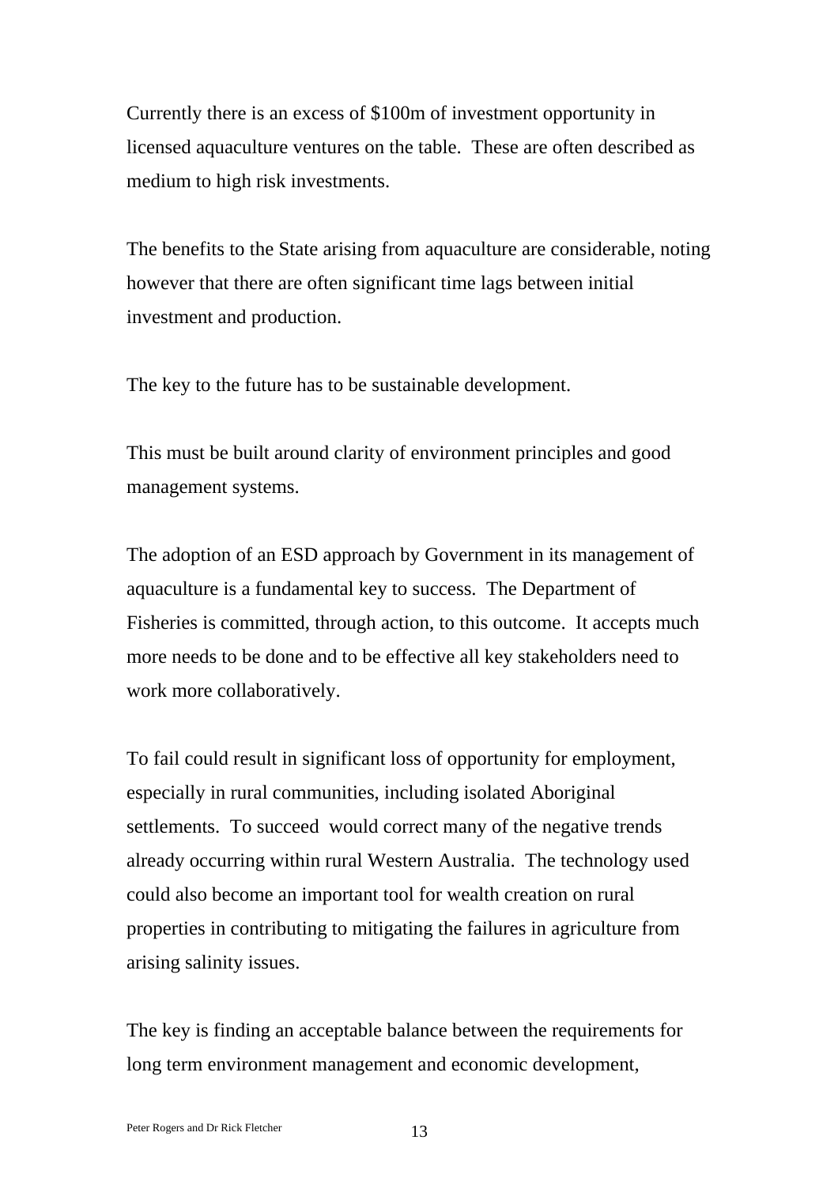Currently there is an excess of $100m of investment opportunity in licensed aquaculture ventures on the table. These are often described as medium to high risk investments.

The benefits to the State arising from aquaculture are considerable, noting however that there are often significant time lags between initial investment and production.

The key to the future has to be sustainable development.

This must be built around clarity of environment principles and good management systems.

The adoption of an ESD approach by Government in its management of aquaculture is a fundamental key to success. The Department of Fisheries is committed, through action, to this outcome. It accepts much more needs to be done and to be effective all key stakeholders need to work more collaboratively.

To fail could result in significant loss of opportunity for employment, especially in rural communities, including isolated Aboriginal settlements. To succeed would correct many of the negative trends already occurring within rural Western Australia. The technology used could also become an important tool for wealth creation on rural properties in contributing to mitigating the failures in agriculture from arising salinity issues.

The key is finding an acceptable balance between the requirements for long term environment management and economic development,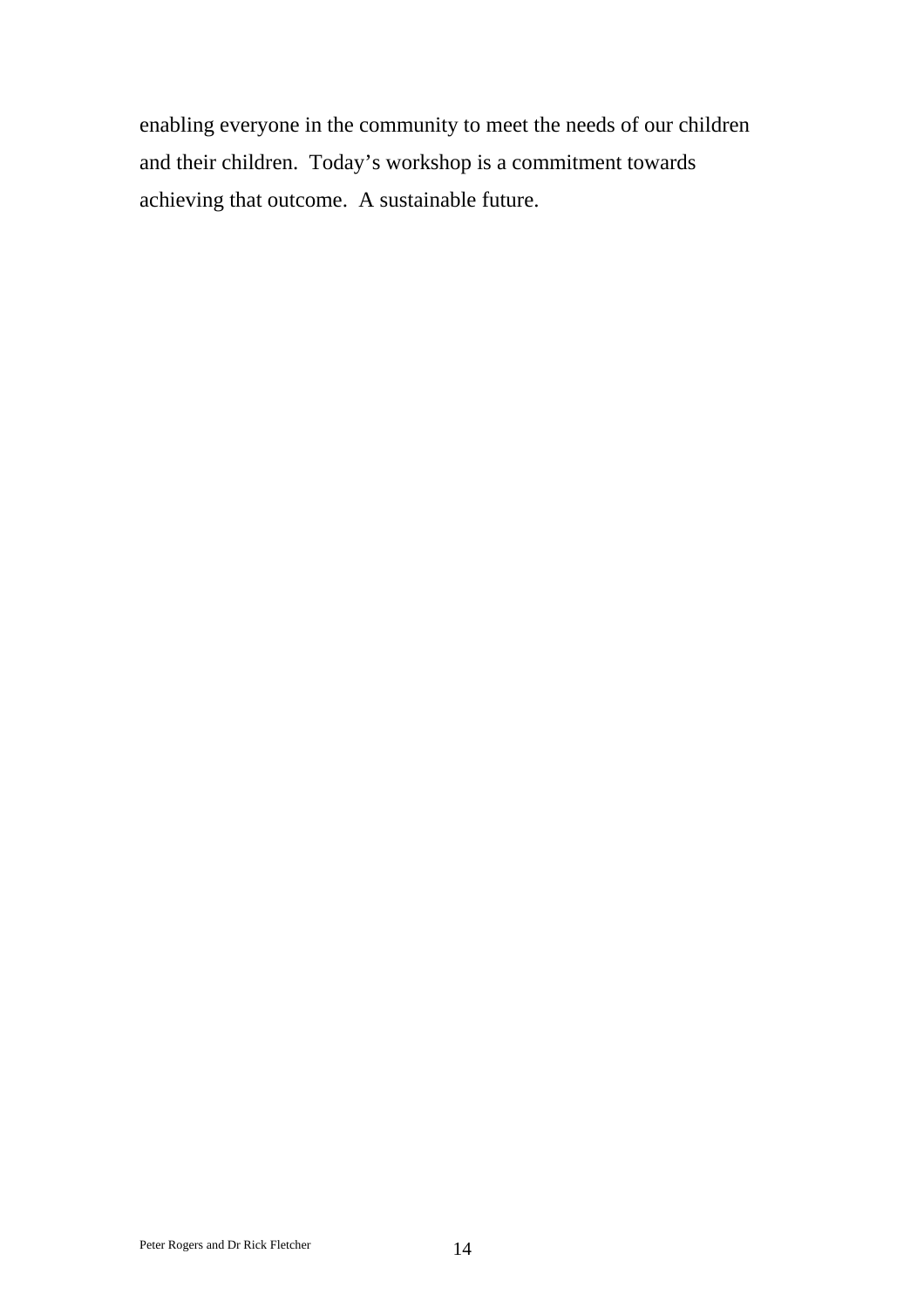enabling everyone in the community to meet the needs of our children and their children. Today's workshop is a commitment towards achieving that outcome. A sustainable future.